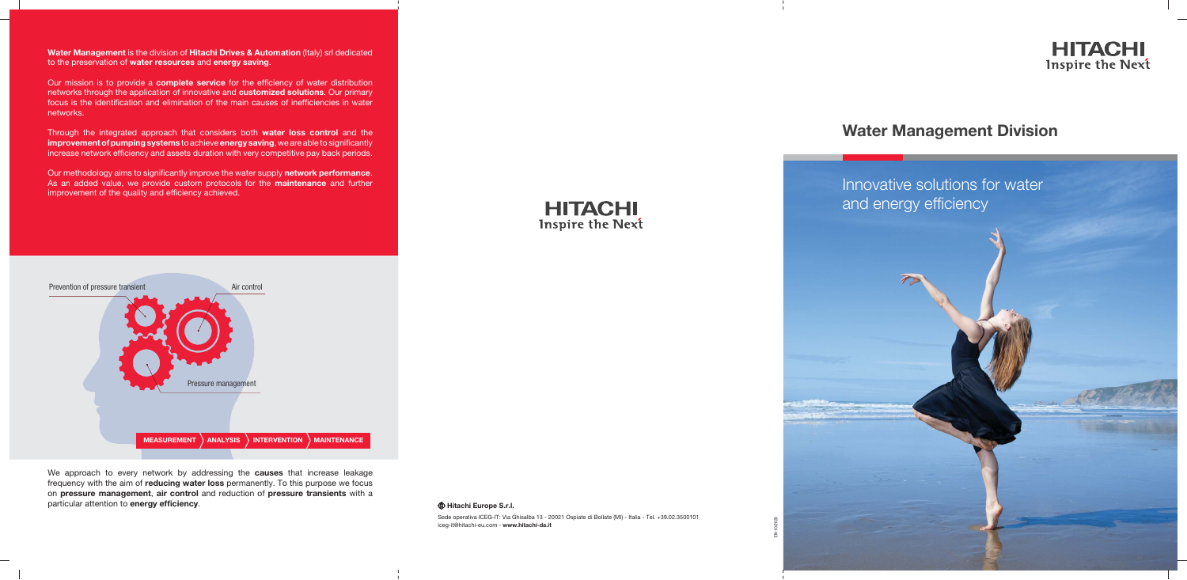**Water Management** is the division of **Hitachi Drives & Automation** (Italy) srl dedicated to the preservation of **water resources** and **energy saving**.

Our mission is to provide a **complete service** for the efficiency of water distribution networks through the application of innovative and **customized solutions**. Our primary focus is the identification and elimination of the main causes of inefficiencies in water networks.

Through the integrated approach that considers both **water loss control** and the **improvement of pumping systems** to achieve **energy saving**, we are able to significantly increase network efficiency and assets duration with very competitive pay back periods.

Our methodology aims to significantly improve the water supply **network performance**. As an added value, we provide custom protocols for the **maintenance** and further improvement of the quality and efficiency achieved.

Prevention of pressure transient

Air control

Pressure management

**MEASUREMENT** › **ANALYSIS** › **INTERVENTION** › **MAINTENANCE**

We approach to every network by addressing the **causes** that increase leakage frequency with the aim of **reducing water loss** permanently. To this purpose we focus on **pressure management**, **air control** and reduction of **pressure transients** with a particular attention to **energy efficiency**.

HITACHI
Inspire the Next

**Hitachi Europe S.r.l.**

Sede operativa ICEG-IT: Via Ghisalba 13 - 20021 Ospiate di Bollate (MI) - Italia - Tel. +39.02.3500101
iceg-it@hitachi-eu.com - **www.hitachi-da.it**

HITACHI
Inspire the Next

# Water Management Division

## Innovative solutions for water and energy efficiency

EN-102020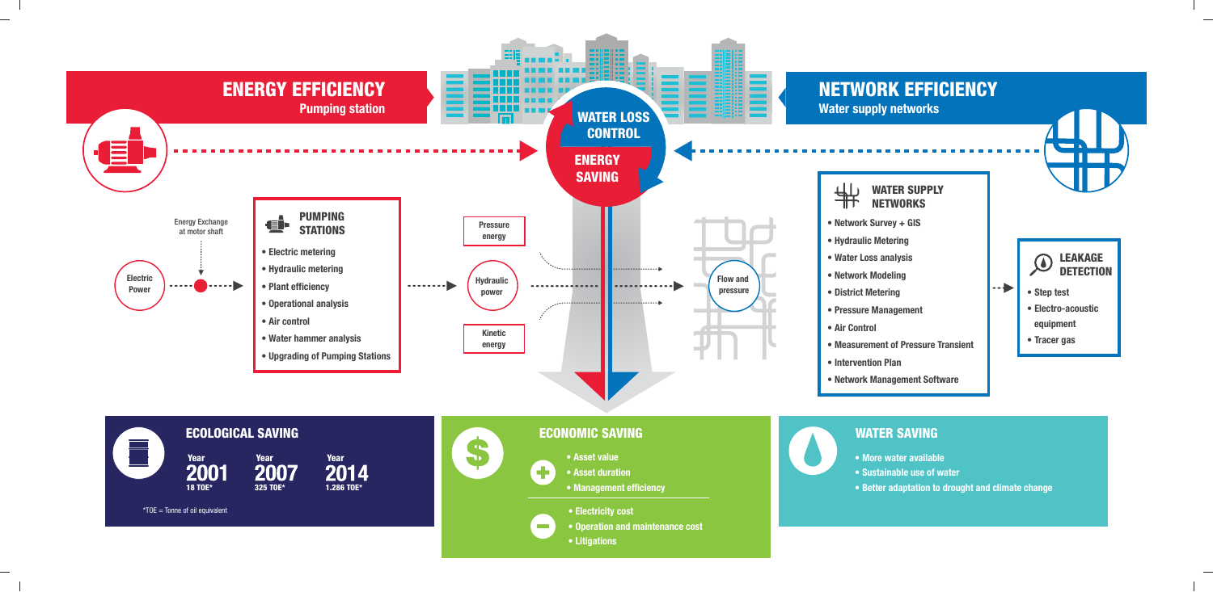## ENERGY EFFICIENCY

**Pumping station**

## NETWORK EFFICIENCY

**Water supply networks**

**WATER LOSS CONTROL**

**ENERGY SAVING**

Energy Exchange at motor shaft

Electric Power

### PUMPING STATIONS

- Electric metering
- Hydraulic metering
- Plant efficiency
- Operational analysis
- Air control
- Water hammer analysis
- Upgrading of Pumping Stations

Pressure energy

Hydraulic power

Kinetic energy

Flow and pressure

### WATER SUPPLY NETWORKS

- Network Survey + GIS
- Hydraulic Metering
- Water Loss analysis
- Network Modeling
- District Metering
- Pressure Management
- Air Control
- Measurement of Pressure Transient
- Intervention Plan
- Network Management Software

### LEAKAGE DETECTION

- Step test
- Electro-acoustic equipment
- Tracer gas

### ECOLOGICAL SAVING

Year **2001** 18 TOE*

Year **2007** 325 TOE*

Year **2014** 1.286 TOE*

*TOE = Tonne of oil equivalent

### ECONOMIC SAVING

+
- Asset value
- Asset duration
- Management efficiency

−
- Electricity cost
- Operation and maintenance cost
- Litigations

### WATER SAVING

- More water available
- Sustainable use of water
- Better adaptation to drought and climate change